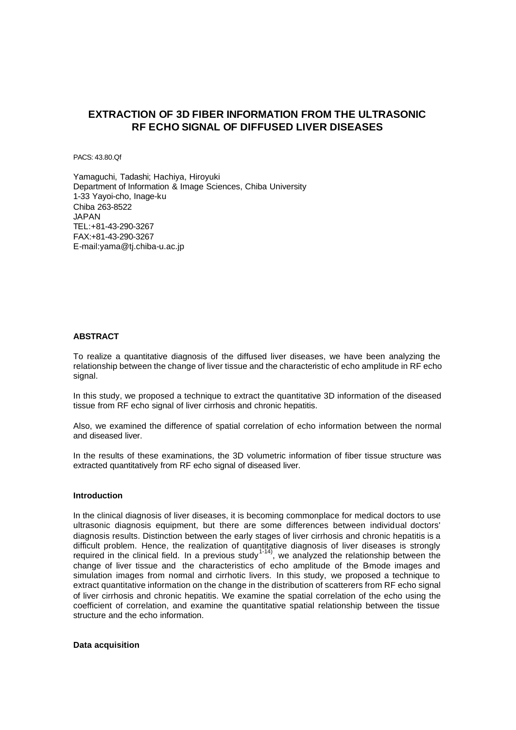# EXTRACTION OF 3D FIBER INFORMATION FROM THE ULTRASONIC RF ECHO SIGNAL OF DIFFUSED LIVER DISEASES

PACS: 43.80.Qf

Yamaguchi, Tadashi; Hachiya, Hiroyuki
Department of Information & Image Sciences, Chiba University
1-33 Yayoi-cho, Inage-ku
Chiba 263-8522
JAPAN
TEL:+81-43-290-3267
FAX:+81-43-290-3267
E-mail:yama@tj.chiba-u.ac.jp

### ABSTRACT

To realize a quantitative diagnosis of the diffused liver diseases, we have been analyzing the relationship between the change of liver tissue and the characteristic of echo amplitude in RF echo signal.

In this study, we proposed a technique to extract the quantitative 3D information of the diseased tissue from RF echo signal of liver cirrhosis and chronic hepatitis.

Also, we examined the difference of spatial correlation of echo information between the normal and diseased liver.

In the results of these examinations, the 3D volumetric information of fiber tissue structure was extracted quantitatively from RF echo signal of diseased liver.

### Introduction

In the clinical diagnosis of liver diseases, it is becoming commonplace for medical doctors to use ultrasonic diagnosis equipment, but there are some differences between individual doctors' diagnosis results. Distinction between the early stages of liver cirrhosis and chronic hepatitis is a difficult problem. Hence, the realization of quantitative diagnosis of liver diseases is strongly required in the clinical field. In a previous study[1-14)], we analyzed the relationship between the change of liver tissue and the characteristics of echo amplitude of the B-mode images and simulation images from normal and cirrhotic livers. In this study, we proposed a technique to extract quantitative information on the change in the distribution of scatterers from RF echo signal of liver cirrhosis and chronic hepatitis. We examine the spatial correlation of the echo using the coefficient of correlation, and examine the quantitative spatial relationship between the tissue structure and the echo information.

### Data acquisition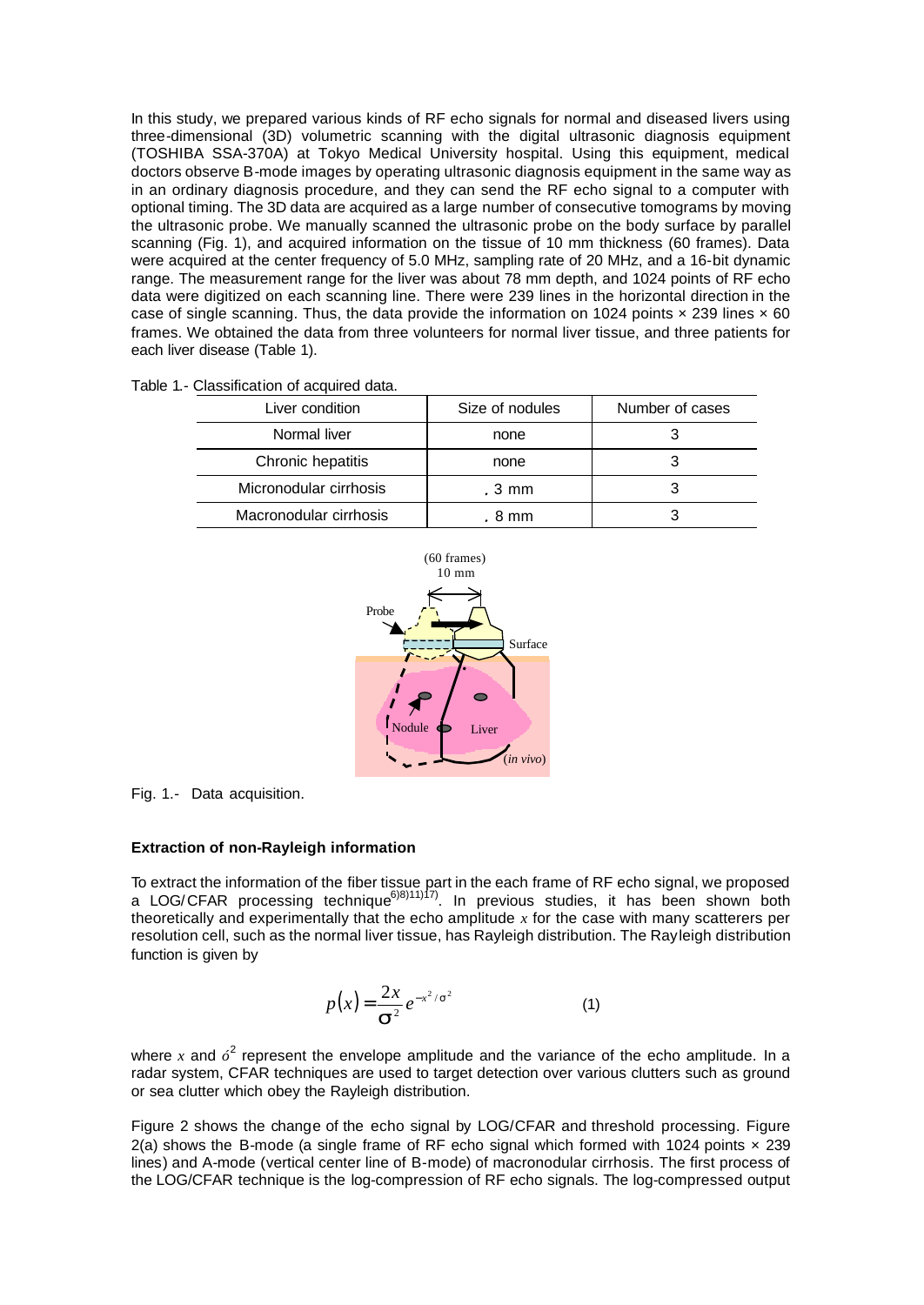In this study, we prepared various kinds of RF echo signals for normal and diseased livers using three-dimensional (3D) volumetric scanning with the digital ultrasonic diagnosis equipment (TOSHIBA SSA-370A) at Tokyo Medical University hospital. Using this equipment, medical doctors observe B-mode images by operating ultrasonic diagnosis equipment in the same way as in an ordinary diagnosis procedure, and they can send the RF echo signal to a computer with optional timing. The 3D data are acquired as a large number of consecutive tomograms by moving the ultrasonic probe. We manually scanned the ultrasonic probe on the body surface by parallel scanning (Fig. 1), and acquired information on the tissue of 10 mm thickness (60 frames). Data were acquired at the center frequency of 5.0 MHz, sampling rate of 20 MHz, and a 16-bit dynamic range. The measurement range for the liver was about 78 mm depth, and 1024 points of RF echo data were digitized on each scanning line. There were 239 lines in the horizontal direction in the case of single scanning. Thus, the data provide the information on 1024 points × 239 lines × 60 frames. We obtained the data from three volunteers for normal liver tissue, and three patients for each liver disease (Table 1).

Table 1.- Classification of acquired data.

| Liver condition | Size of nodules | Number of cases |
| --- | --- | --- |
| Normal liver | none | 3 |
| Chronic hepatitis | none | 3 |
| Micronodular cirrhosis | . 3 mm | 3 |
| Macronodular cirrhosis | . 8 mm | 3 |

Fig. 1.- Data acquisition.

### Extraction of non-Rayleigh information

To extract the information of the fiber tissue part in the each frame of RF echo signal, we proposed a LOG/CFAR processing technique[6)8)11)17)]. In previous studies, it has been shown both theoretically and experimentally that the echo amplitude $x$ for the case with many scatterers per resolution cell, such as the normal liver tissue, has Rayleigh distribution. The Rayleigh distribution function is given by

$$p(x) = \frac{2x}{\sigma^2} e^{-x^2/\sigma^2} \qquad (1)$$

where $x$ and $\sigma^2$ represent the envelope amplitude and the variance of the echo amplitude. In a radar system, CFAR techniques are used to target detection over various clutters such as ground or sea clutter which obey the Rayleigh distribution.

Figure 2 shows the change of the echo signal by LOG/CFAR and threshold processing. Figure 2(a) shows the B-mode (a single frame of RF echo signal which formed with 1024 points × 239 lines) and A-mode (vertical center line of B-mode) of macronodular cirrhosis. The first process of the LOG/CFAR technique is the log-compression of RF echo signals. The log-compressed output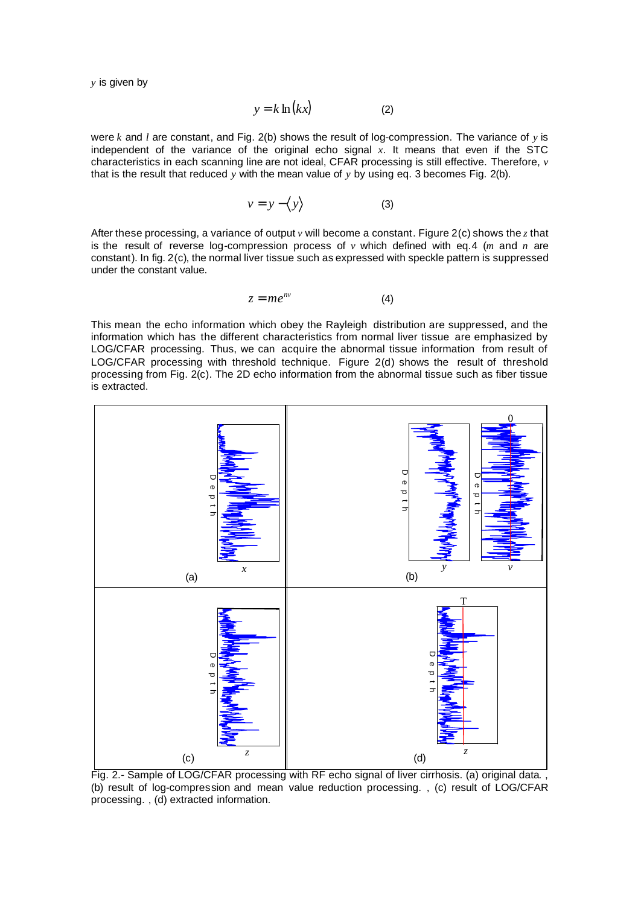$y$ is given by

$$y = k \ln(kx) \qquad (2)$$

were $k$ and $l$ are constant, and Fig. 2(b) shows the result of log-compression. The variance of $y$ is independent of the variance of the original echo signal $x$. It means that even if the STC characteristics in each scanning line are not ideal, CFAR processing is still effective. Therefore, $v$ that is the result that reduced $y$ with the mean value of $y$ by using eq. 3 becomes Fig. 2(b).

$$v = y - \langle y \rangle \qquad (3)$$

After these processing, a variance of output $v$ will become a constant. Figure 2(c) shows the $z$ that is the result of reverse log-compression process of $v$ which defined with eq.4 ($m$ and $n$ are constant). In fig. 2(c), the normal liver tissue such as expressed with speckle pattern is suppressed under the constant value.

$$z = me^{nv} \qquad (4)$$

This mean the echo information which obey the Rayleigh distribution are suppressed, and the information which has the different characteristics from normal liver tissue are emphasized by LOG/CFAR processing. Thus, we can acquire the abnormal tissue information from result of LOG/CFAR processing with threshold technique. Figure 2(d) shows the result of threshold processing from Fig. 2(c). The 2D echo information from the abnormal tissue such as fiber tissue is extracted.

Fig. 2.- Sample of LOG/CFAR processing with RF echo signal of liver cirrhosis. (a) original data. , (b) result of log-compression and mean value reduction processing. , (c) result of LOG/CFAR processing. , (d) extracted information.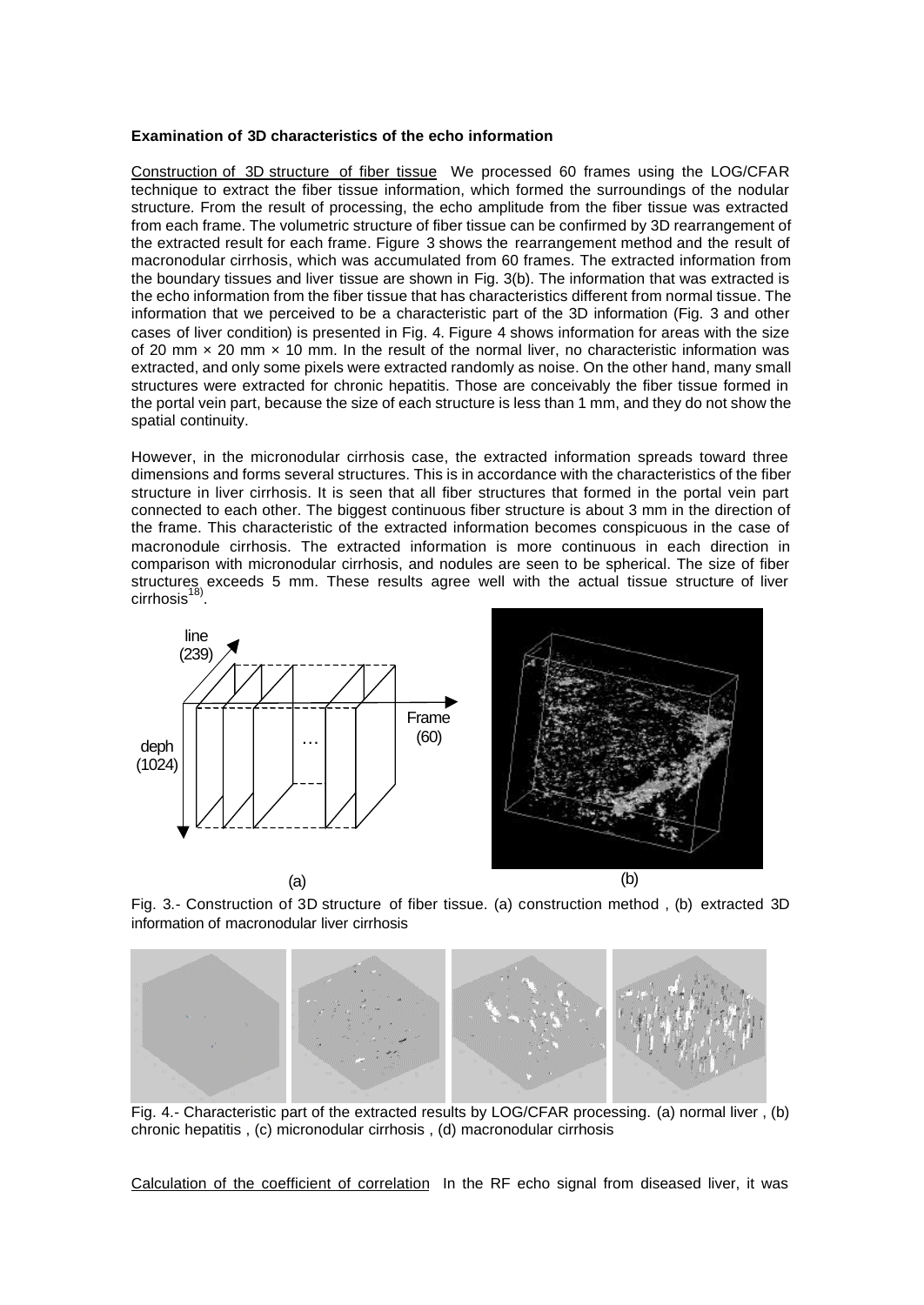**Examination of 3D characteristics of the echo information**

Construction of 3D structure of fiber tissue We processed 60 frames using the LOG/CFAR technique to extract the fiber tissue information, which formed the surroundings of the nodular structure. From the result of processing, the echo amplitude from the fiber tissue was extracted from each frame. The volumetric structure of fiber tissue can be confirmed by 3D rearrangement of the extracted result for each frame. Figure 3 shows the rearrangement method and the result of macronodular cirrhosis, which was accumulated from 60 frames. The extracted information from the boundary tissues and liver tissue are shown in Fig. 3(b). The information that was extracted is the echo information from the fiber tissue that has characteristics different from normal tissue. The information that we perceived to be a characteristic part of the 3D information (Fig. 3 and other cases of liver condition) is presented in Fig. 4. Figure 4 shows information for areas with the size of 20 mm × 20 mm × 10 mm. In the result of the normal liver, no characteristic information was extracted, and only some pixels were extracted randomly as noise. On the other hand, many small structures were extracted for chronic hepatitis. Those are conceivably the fiber tissue formed in the portal vein part, because the size of each structure is less than 1 mm, and they do not show the spatial continuity.

However, in the micronodular cirrhosis case, the extracted information spreads toward three dimensions and forms several structures. This is in accordance with the characteristics of the fiber structure in liver cirrhosis. It is seen that all fiber structures that formed in the portal vein part connected to each other. The biggest continuous fiber structure is about 3 mm in the direction of the frame. This characteristic of the extracted information becomes conspicuous in the case of macronodule cirrhosis. The extracted information is more continuous in each direction in comparison with micronodular cirrhosis, and nodules are seen to be spherical. The size of fiber structures exceeds 5 mm. These results agree well with the actual tissue structure of liver cirrhosis[18].

Fig. 3.- Construction of 3D structure of fiber tissue. (a) construction method , (b) extracted 3D information of macronodular liver cirrhosis

Fig. 4.- Characteristic part of the extracted results by LOG/CFAR processing. (a) normal liver , (b) chronic hepatitis , (c) micronodular cirrhosis , (d) macronodular cirrhosis

Calculation of the coefficient of correlation In the RF echo signal from diseased liver, it was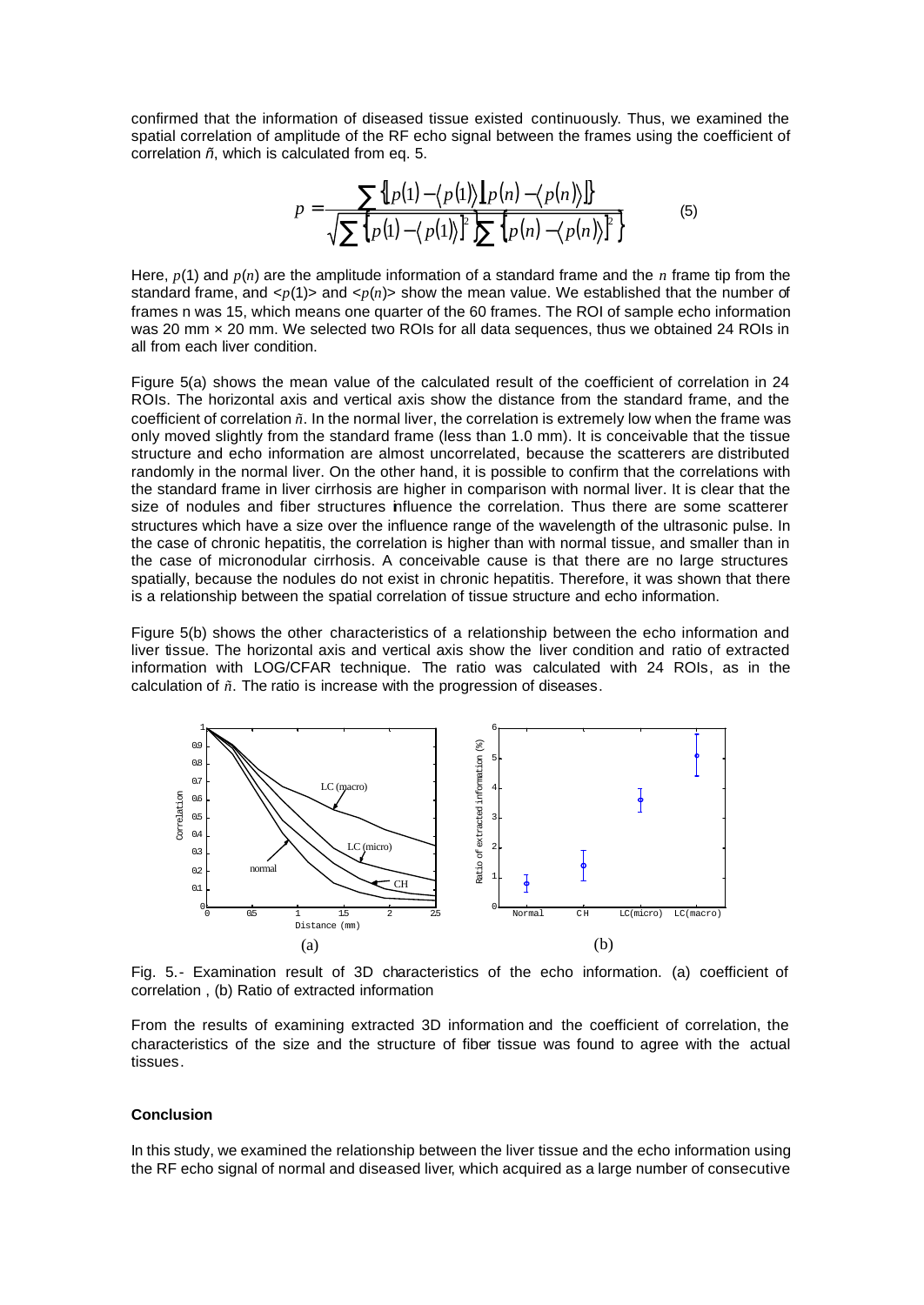confirmed that the information of diseased tissue existed continuously. Thus, we examined the spatial correlation of amplitude of the RF echo signal between the frames using the coefficient of correlation $\tilde{n}$, which is calculated from eq. 5.

$$p = \frac{\sum \{[p(1) - \langle p(1) \rangle][p(n) - \langle p(n) \rangle]\}}{\sqrt{\sum \{[p(1) - \langle p(1) \rangle]^2\} \sum \{[p(n) - \langle p(n) \rangle]^2\}}} \qquad (5)$$

Here, $p(1)$ and $p(n)$ are the amplitude information of a standard frame and the $n$ frame tip from the standard frame, and $<p(1)>$ and $<p(n)>$ show the mean value. We established that the number of frames n was 15, which means one quarter of the 60 frames. The ROI of sample echo information was 20 mm × 20 mm. We selected two ROIs for all data sequences, thus we obtained 24 ROIs in all from each liver condition.

Figure 5(a) shows the mean value of the calculated result of the coefficient of correlation in 24 ROIs. The horizontal axis and vertical axis show the distance from the standard frame, and the coefficient of correlation $\tilde{n}$. In the normal liver, the correlation is extremely low when the frame was only moved slightly from the standard frame (less than 1.0 mm). It is conceivable that the tissue structure and echo information are almost uncorrelated, because the scatterers are distributed randomly in the normal liver. On the other hand, it is possible to confirm that the correlations with the standard frame in liver cirrhosis are higher in comparison with normal liver. It is clear that the size of nodules and fiber structures influence the correlation. Thus there are some scatterer structures which have a size over the influence range of the wavelength of the ultrasonic pulse. In the case of chronic hepatitis, the correlation is higher than with normal tissue, and smaller than in the case of micronodular cirrhosis. A conceivable cause is that there are no large structures spatially, because the nodules do not exist in chronic hepatitis. Therefore, it was shown that there is a relationship between the spatial correlation of tissue structure and echo information.

Figure 5(b) shows the other characteristics of a relationship between the echo information and liver tissue. The horizontal axis and vertical axis show the liver condition and ratio of extracted information with LOG/CFAR technique. The ratio was calculated with 24 ROIs, as in the calculation of $\tilde{n}$. The ratio is increase with the progression of diseases.

Fig. 5.- Examination result of 3D characteristics of the echo information. (a) coefficient of correlation , (b) Ratio of extracted information

From the results of examining extracted 3D information and the coefficient of correlation, the characteristics of the size and the structure of fiber tissue was found to agree with the actual tissues.

## Conclusion

In this study, we examined the relationship between the liver tissue and the echo information using the RF echo signal of normal and diseased liver, which acquired as a large number of consecutive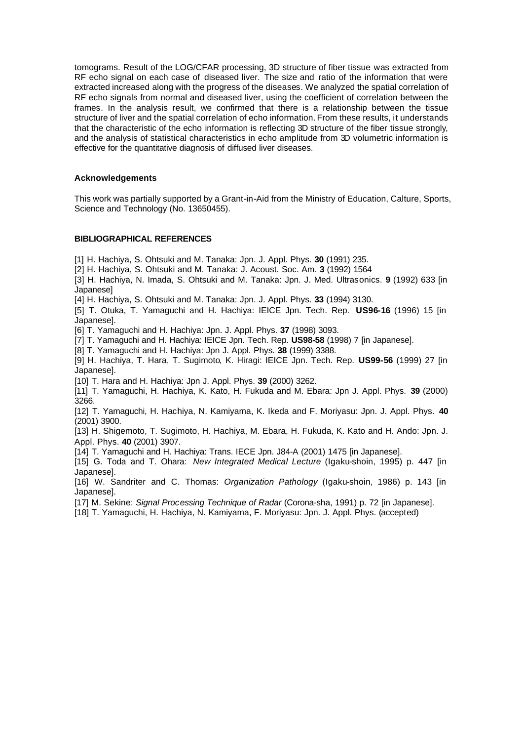tomograms. Result of the LOG/CFAR processing, 3D structure of fiber tissue was extracted from RF echo signal on each case of diseased liver. The size and ratio of the information that were extracted increased along with the progress of the diseases. We analyzed the spatial correlation of RF echo signals from normal and diseased liver, using the coefficient of correlation between the frames. In the analysis result, we confirmed that there is a relationship between the tissue structure of liver and the spatial correlation of echo information. From these results, it understands that the characteristic of the echo information is reflecting 3D structure of the fiber tissue strongly, and the analysis of statistical characteristics in echo amplitude from 3D volumetric information is effective for the quantitative diagnosis of diffused liver diseases.

### Acknowledgements

This work was partially supported by a Grant-in-Aid from the Ministry of Education, Calture, Sports, Science and Technology (No. 13650455).

### BIBLIOGRAPHICAL REFERENCES

[1] H. Hachiya, S. Ohtsuki and M. Tanaka: Jpn. J. Appl. Phys. **30** (1991) 235.

[2] H. Hachiya, S. Ohtsuki and M. Tanaka: J. Acoust. Soc. Am. **3** (1992) 1564

[3] H. Hachiya, N. Imada, S. Ohtsuki and M. Tanaka: Jpn. J. Med. Ultrasonics. **9** (1992) 633 [in Japanese]

[4] H. Hachiya, S. Ohtsuki and M. Tanaka: Jpn. J. Appl. Phys. **33** (1994) 3130.

[5] T. Otuka, T. Yamaguchi and H. Hachiya: IEICE Jpn. Tech. Rep. **US96-16** (1996) 15 [in Japanese].

[6] T. Yamaguchi and H. Hachiya: Jpn. J. Appl. Phys. **37** (1998) 3093.

[7] T. Yamaguchi and H. Hachiya: IEICE Jpn. Tech. Rep. **US98-58** (1998) 7 [in Japanese].

[8] T. Yamaguchi and H. Hachiya: Jpn J. Appl. Phys. **38** (1999) 3388.

[9] H. Hachiya, T. Hara, T. Sugimoto, K. Hiragi: IEICE Jpn. Tech. Rep. **US99-56** (1999) 27 [in Japanese].

[10] T. Hara and H. Hachiya: Jpn J. Appl. Phys. **39** (2000) 3262.

[11] T. Yamaguchi, H. Hachiya, K. Kato, H. Fukuda and M. Ebara: Jpn J. Appl. Phys. **39** (2000) 3266.

[12] T. Yamaguchi, H. Hachiya, N. Kamiyama, K. Ikeda and F. Moriyasu: Jpn. J. Appl. Phys. **40** (2001) 3900.

[13] H. Shigemoto, T. Sugimoto, H. Hachiya, M. Ebara, H. Fukuda, K. Kato and H. Ando: Jpn. J. Appl. Phys. **40** (2001) 3907.

[14] T. Yamaguchi and H. Hachiya: Trans. IECE Jpn. J84-A (2001) 1475 [in Japanese].

[15] G. Toda and T. Ohara: *New Integrated Medical Lecture* (Igaku-shoin, 1995) p. 447 [in Japanese].

[16] W. Sandriter and C. Thomas: *Organization Pathology* (Igaku-shoin, 1986) p. 143 [in Japanese].

[17] M. Sekine: *Signal Processing Technique of Radar* (Corona-sha, 1991) p. 72 [in Japanese].

[18] T. Yamaguchi, H. Hachiya, N. Kamiyama, F. Moriyasu: Jpn. J. Appl. Phys. (accepted)